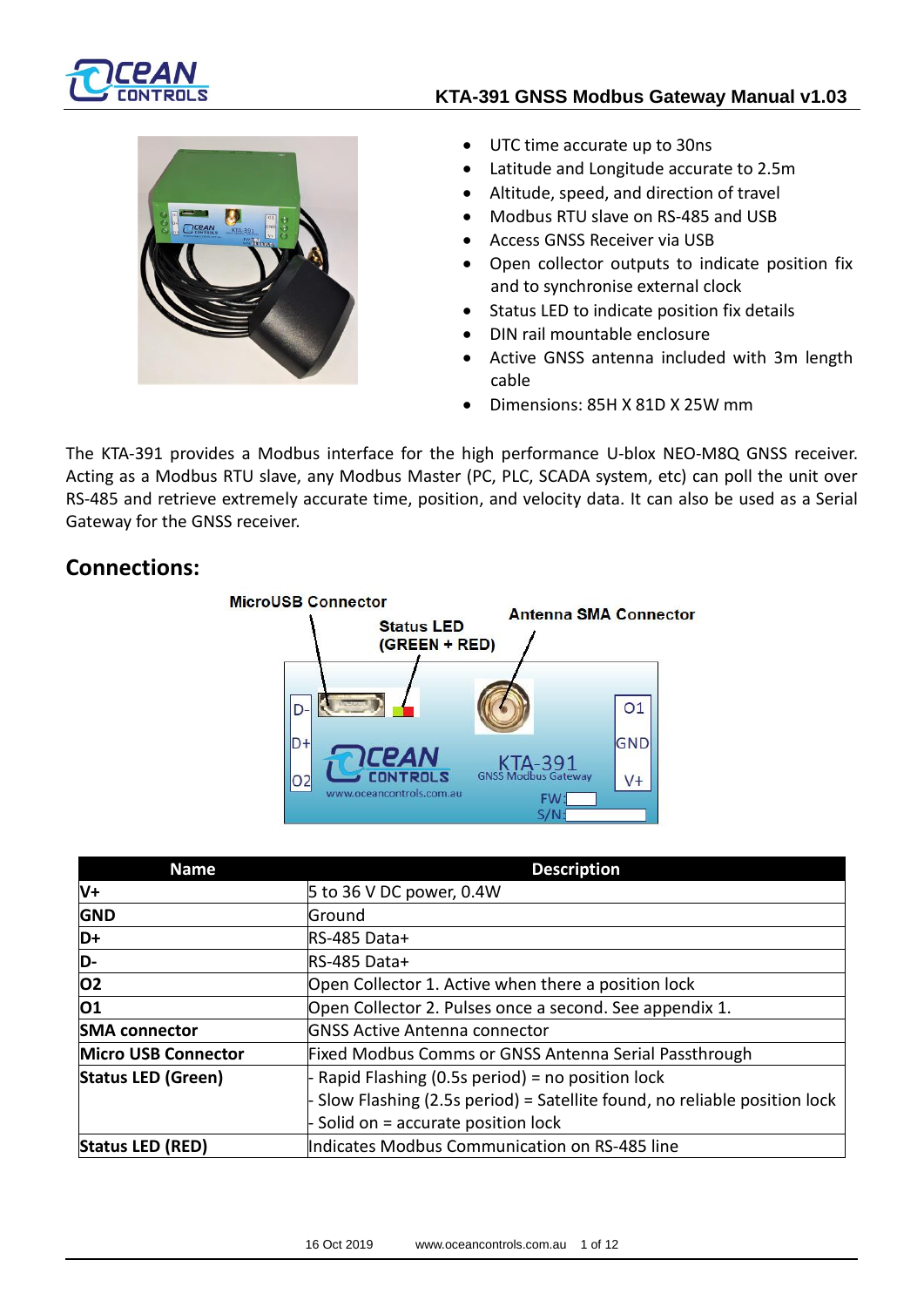- UTC time accurate up to 30ns
- Latitude and Longitude accurate to 2.5m
- Altitude, speed, and direction of travel
- Modbus RTU slave on RS-485 and USB
- Access GNSS Receiver via USB
- Open collector outputs to indicate position fix and to synchronise external clock
- Status LED to indicate position fix details
- DIN rail mountable enclosure
- Active GNSS antenna included with 3m length cable
- Dimensions: 85H X 81D X 25W mm

The KTA-391 provides a Modbus interface for the high performance U-blox NEO-M8Q GNSS receiver. Acting as a Modbus RTU slave, any Modbus Master (PC, PLC, SCADA system, etc) can poll the unit over RS-485 and retrieve extremely accurate time, position, and velocity data. It can also be used as a Serial Gateway for the GNSS receiver.

## Connections:

| Name | Description |
|---|---|
| **V+** | 5 to 36 V DC power, 0.4W |
| **GND** | Ground |
| **D+** | RS-485 Data+ |
| **D-** | RS-485 Data+ |
| **O2** | Open Collector 1. Active when there a position lock |
| **O1** | Open Collector 2. Pulses once a second. See appendix 1. |
| **SMA connector** | GNSS Active Antenna connector |
| **Micro USB Connector** | Fixed Modbus Comms or GNSS Antenna Serial Passthrough |
| **Status LED (Green)** | - Rapid Flashing (0.5s period) = no position lock<br>- Slow Flashing (2.5s period) = Satellite found, no reliable position lock<br>- Solid on = accurate position lock |
| **Status LED (RED)** | Indicates Modbus Communication on RS-485 line |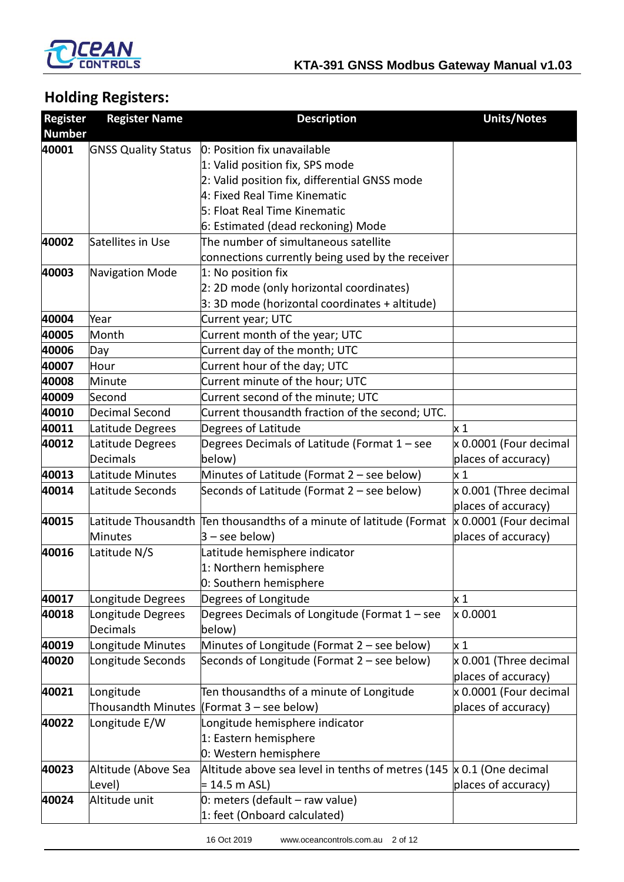## Holding Registers:

| Register Number | Register Name | Description | Units/Notes |
|---|---|---|---|
| **40001** | GNSS Quality Status | 0: Position fix unavailable<br>1: Valid position fix, SPS mode<br>2: Valid position fix, differential GNSS mode<br>4: Fixed Real Time Kinematic<br>5: Float Real Time Kinematic<br>6: Estimated (dead reckoning) Mode | |
| **40002** | Satellites in Use | The number of simultaneous satellite connections currently being used by the receiver | |
| **40003** | Navigation Mode | 1: No position fix<br>2: 2D mode (only horizontal coordinates)<br>3: 3D mode (horizontal coordinates + altitude) | |
| **40004** | Year | Current year; UTC | |
| **40005** | Month | Current month of the year; UTC | |
| **40006** | Day | Current day of the month; UTC | |
| **40007** | Hour | Current hour of the day; UTC | |
| **40008** | Minute | Current minute of the hour; UTC | |
| **40009** | Second | Current second of the minute; UTC | |
| **40010** | Decimal Second | Current thousandth fraction of the second; UTC. | |
| **40011** | Latitude Degrees | Degrees of Latitude | x 1 |
| **40012** | Latitude Degrees Decimals | Degrees Decimals of Latitude (Format 1 – see below) | x 0.0001 (Four decimal places of accuracy) |
| **40013** | Latitude Minutes | Minutes of Latitude (Format 2 – see below) | x 1 |
| **40014** | Latitude Seconds | Seconds of Latitude (Format 2 – see below) | x 0.001 (Three decimal places of accuracy) |
| **40015** | Latitude Thousandth Minutes | Ten thousandths of a minute of latitude (Format 3 – see below) | x 0.0001 (Four decimal places of accuracy) |
| **40016** | Latitude N/S | Latitude hemisphere indicator<br>1: Northern hemisphere<br>0: Southern hemisphere | |
| **40017** | Longitude Degrees | Degrees of Longitude | x 1 |
| **40018** | Longitude Degrees Decimals | Degrees Decimals of Longitude (Format 1 – see below) | x 0.0001 |
| **40019** | Longitude Minutes | Minutes of Longitude (Format 2 – see below) | x 1 |
| **40020** | Longitude Seconds | Seconds of Longitude (Format 2 – see below) | x 0.001 (Three decimal places of accuracy) |
| **40021** | Longitude Thousandth Minutes | Ten thousandths of a minute of Longitude (Format 3 – see below) | x 0.0001 (Four decimal places of accuracy) |
| **40022** | Longitude E/W | Longitude hemisphere indicator<br>1: Eastern hemisphere<br>0: Western hemisphere | |
| **40023** | Altitude (Above Sea Level) | Altitude above sea level in tenths of metres (145 = 14.5 m ASL) | x 0.1 (One decimal places of accuracy) |
| **40024** | Altitude unit | 0: meters (default – raw value)<br>1: feet (Onboard calculated) | |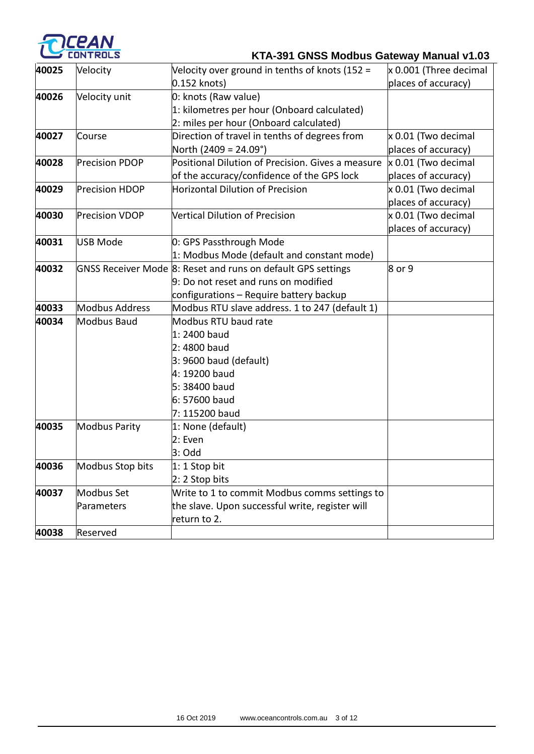| 40025 | Velocity | Velocity over ground in tenths of knots (152 = 0.152 knots) | x 0.001 (Three decimal places of accuracy) |
|---|---|---|---|
| **40026** | Velocity unit | 0: knots (Raw value)<br>1: kilometres per hour (Onboard calculated)<br>2: miles per hour (Onboard calculated) | |
| **40027** | Course | Direction of travel in tenths of degrees from North (2409 = 24.09°) | x 0.01 (Two decimal places of accuracy) |
| **40028** | Precision PDOP | Positional Dilution of Precision. Gives a measure of the accuracy/confidence of the GPS lock | x 0.01 (Two decimal places of accuracy) |
| **40029** | Precision HDOP | Horizontal Dilution of Precision | x 0.01 (Two decimal places of accuracy) |
| **40030** | Precision VDOP | Vertical Dilution of Precision | x 0.01 (Two decimal places of accuracy) |
| **40031** | USB Mode | 0: GPS Passthrough Mode<br>1: Modbus Mode (default and constant mode) | |
| **40032** | GNSS Receiver Mode | 8: Reset and runs on default GPS settings<br>9: Do not reset and runs on modified configurations – Require battery backup | 8 or 9 |
| **40033** | Modbus Address | Modbus RTU slave address. 1 to 247 (default 1) | |
| **40034** | Modbus Baud | Modbus RTU baud rate<br>1: 2400 baud<br>2: 4800 baud<br>3: 9600 baud (default)<br>4: 19200 baud<br>5: 38400 baud<br>6: 57600 baud<br>7: 115200 baud | |
| **40035** | Modbus Parity | 1: None (default)<br>2: Even<br>3: Odd | |
| **40036** | Modbus Stop bits | 1: 1 Stop bit<br>2: 2 Stop bits | |
| **40037** | Modbus Set Parameters | Write to 1 to commit Modbus comms settings to the slave. Upon successful write, register will return to 2. | |
| **40038** | Reserved | | |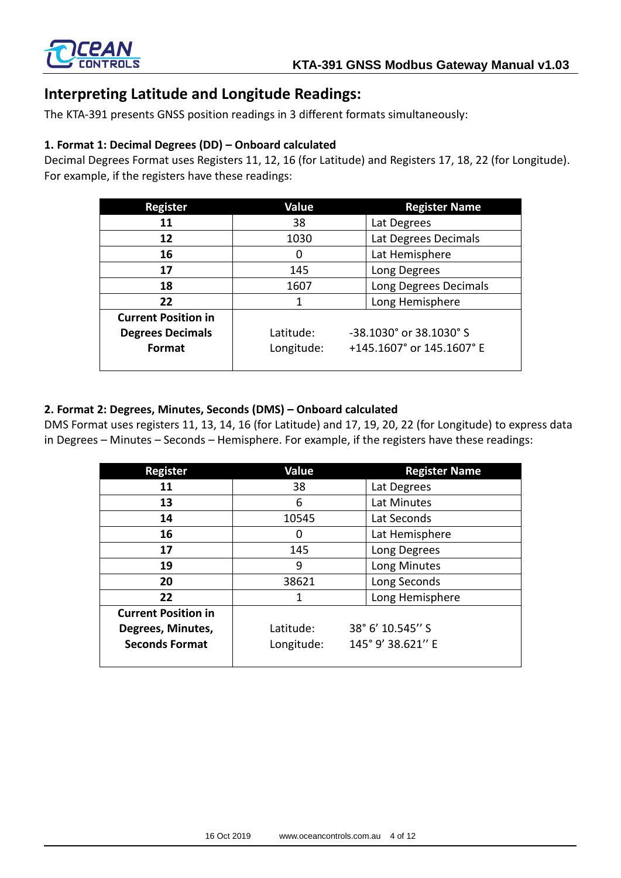## Interpreting Latitude and Longitude Readings:

The KTA-391 presents GNSS position readings in 3 different formats simultaneously:

### 1. Format 1: Decimal Degrees (DD) – Onboard calculated

Decimal Degrees Format uses Registers 11, 12, 16 (for Latitude) and Registers 17, 18, 22 (for Longitude). For example, if the registers have these readings:

| Register | Value | Register Name |
|---|---|---|
| **11** | 38 | Lat Degrees |
| **12** | 1030 | Lat Degrees Decimals |
| **16** | 0 | Lat Hemisphere |
| **17** | 145 | Long Degrees |
| **18** | 1607 | Long Degrees Decimals |
| **22** | 1 | Long Hemisphere |
| **Current Position in Degrees Decimals Format** | Latitude:<br>Longitude: | -38.1030° or 38.1030° S<br>+145.1607° or 145.1607° E |

### 2. Format 2: Degrees, Minutes, Seconds (DMS) – Onboard calculated

DMS Format uses registers 11, 13, 14, 16 (for Latitude) and 17, 19, 20, 22 (for Longitude) to express data in Degrees – Minutes – Seconds – Hemisphere. For example, if the registers have these readings:

| Register | Value | Register Name |
|---|---|---|
| **11** | 38 | Lat Degrees |
| **13** | 6 | Lat Minutes |
| **14** | 10545 | Lat Seconds |
| **16** | 0 | Lat Hemisphere |
| **17** | 145 | Long Degrees |
| **19** | 9 | Long Minutes |
| **20** | 38621 | Long Seconds |
| **22** | 1 | Long Hemisphere |
| **Current Position in Degrees, Minutes, Seconds Format** | Latitude:<br>Longitude: | 38° 6' 10.545'' S<br>145° 9' 38.621'' E |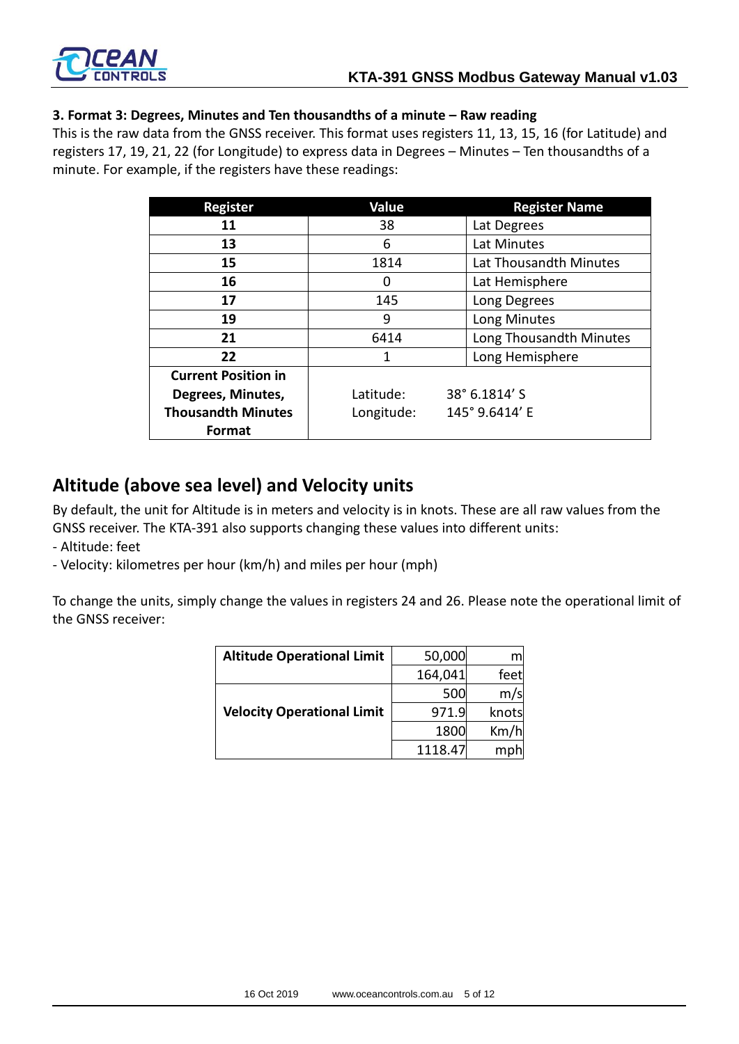**3. Format 3: Degrees, Minutes and Ten thousandths of a minute – Raw reading**

This is the raw data from the GNSS receiver. This format uses registers 11, 13, 15, 16 (for Latitude) and registers 17, 19, 21, 22 (for Longitude) to express data in Degrees – Minutes – Ten thousandths of a minute. For example, if the registers have these readings:

| Register | Value | Register Name |
|---|---|---|
| 11 | 38 | Lat Degrees |
| 13 | 6 | Lat Minutes |
| 15 | 1814 | Lat Thousandth Minutes |
| 16 | 0 | Lat Hemisphere |
| 17 | 145 | Long Degrees |
| 19 | 9 | Long Minutes |
| 21 | 6414 | Long Thousandth Minutes |
| 22 | 1 | Long Hemisphere |
| **Current Position in Degrees, Minutes, Thousandth Minutes Format** | Latitude: 38° 6.1814' S<br>Longitude: 145° 9.6414' E | |

## Altitude (above sea level) and Velocity units

By default, the unit for Altitude is in meters and velocity is in knots. These are all raw values from the GNSS receiver. The KTA-391 also supports changing these values into different units:

- Altitude: feet
- Velocity: kilometres per hour (km/h) and miles per hour (mph)

To change the units, simply change the values in registers 24 and 26. Please note the operational limit of the GNSS receiver:

| | | |
|---|---|---|
| **Altitude Operational Limit** | 50,000 | m |
| | 164,041 | feet |
| **Velocity Operational Limit** | 500 | m/s |
| | 971.9 | knots |
| | 1800 | Km/h |
| | 1118.47 | mph |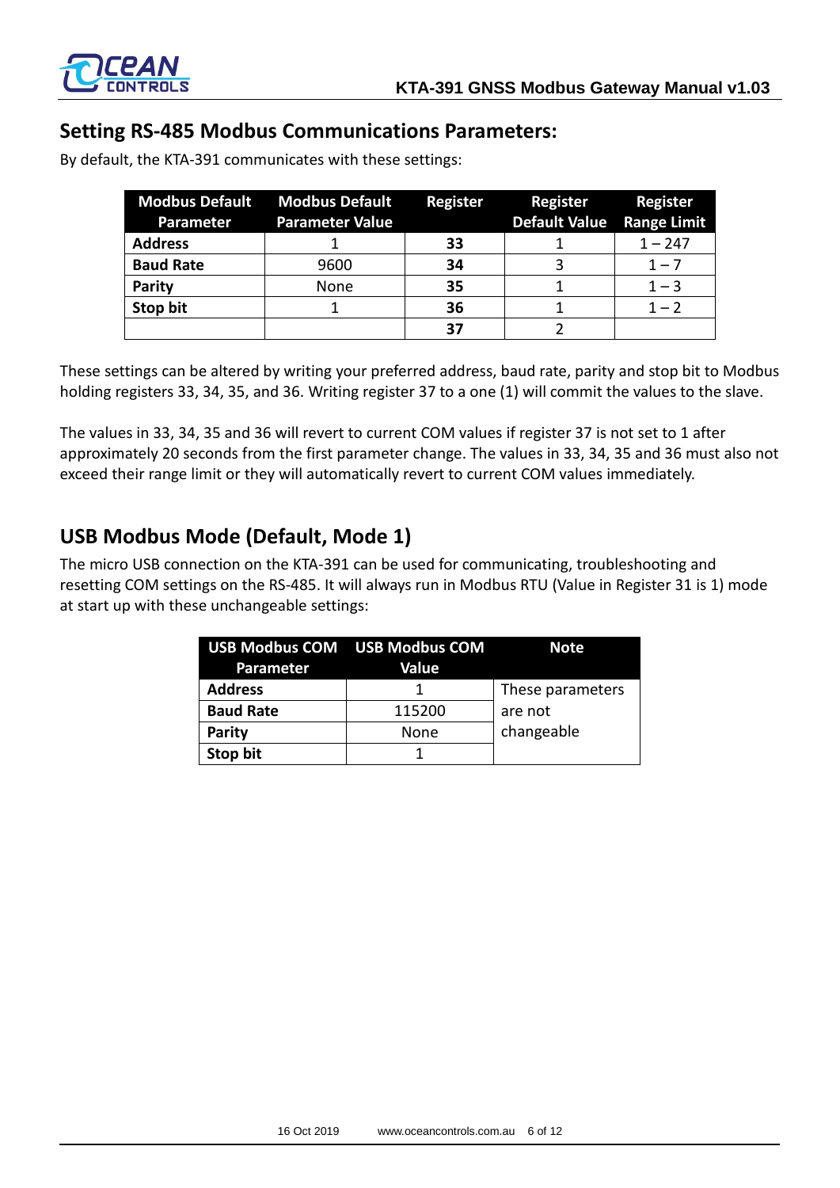## Setting RS-485 Modbus Communications Parameters:

By default, the KTA-391 communicates with these settings:

| Modbus Default Parameter | Modbus Default Parameter Value | Register | Register Default Value | Register Range Limit |
|---|---|---|---|---|
| **Address** | 1 | **33** | 1 | 1 – 247 |
| **Baud Rate** | 9600 | **34** | 3 | 1 – 7 |
| **Parity** | None | **35** | 1 | 1 – 3 |
| **Stop bit** | 1 | **36** | 1 | 1 – 2 |
| | | **37** | 2 | |

These settings can be altered by writing your preferred address, baud rate, parity and stop bit to Modbus holding registers 33, 34, 35, and 36. Writing register 37 to a one (1) will commit the values to the slave.

The values in 33, 34, 35 and 36 will revert to current COM values if register 37 is not set to 1 after approximately 20 seconds from the first parameter change. The values in 33, 34, 35 and 36 must also not exceed their range limit or they will automatically revert to current COM values immediately.

## USB Modbus Mode (Default, Mode 1)

The micro USB connection on the KTA-391 can be used for communicating, troubleshooting and resetting COM settings on the RS-485. It will always run in Modbus RTU (Value in Register 31 is 1) mode at start up with these unchangeable settings:

| USB Modbus COM Parameter | USB Modbus COM Value | Note |
|---|---|---|
| **Address** | 1 | These parameters are not changeable |
| **Baud Rate** | 115200 | |
| **Parity** | None | |
| **Stop bit** | 1 | |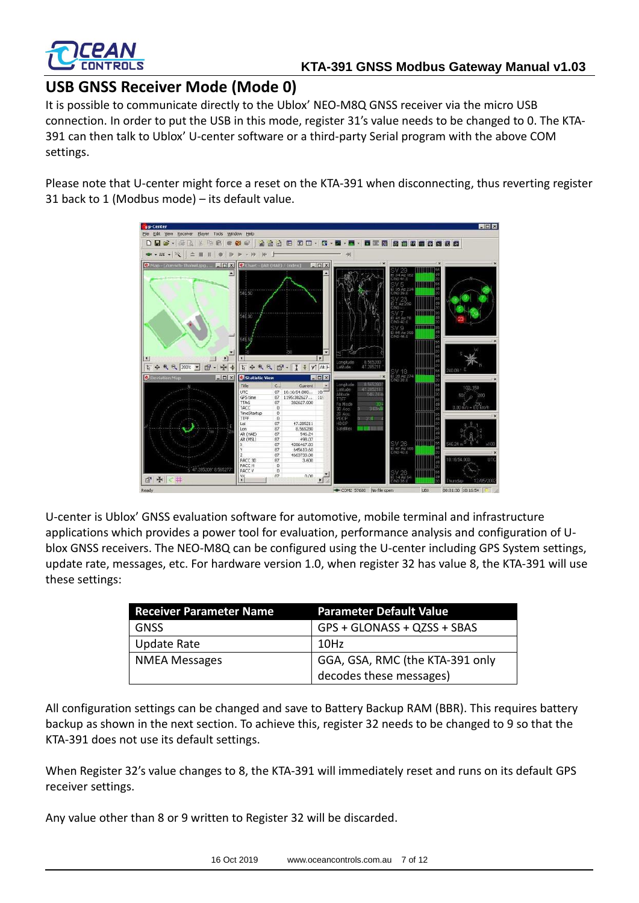## USB GNSS Receiver Mode (Mode 0)

It is possible to communicate directly to the Ublox' NEO-M8Q GNSS receiver via the micro USB connection. In order to put the USB in this mode, register 31's value needs to be changed to 0. The KTA-391 can then talk to Ublox' U-center software or a third-party Serial program with the above COM settings.

Please note that U-center might force a reset on the KTA-391 when disconnecting, thus reverting register 31 back to 1 (Modbus mode) – its default value.

U-center is Ublox' GNSS evaluation software for automotive, mobile terminal and infrastructure applications which provides a power tool for evaluation, performance analysis and configuration of U-blox GNSS receivers. The NEO-M8Q can be configured using the U-center including GPS System settings, update rate, messages, etc. For hardware version 1.0, when register 32 has value 8, the KTA-391 will use these settings:

| Receiver Parameter Name | Parameter Default Value |
| --- | --- |
| GNSS | GPS + GLONASS + QZSS + SBAS |
| Update Rate | 10Hz |
| NMEA Messages | GGA, GSA, RMC (the KTA-391 only decodes these messages) |

All configuration settings can be changed and save to Battery Backup RAM (BBR). This requires battery backup as shown in the next section. To achieve this, register 32 needs to be changed to 9 so that the KTA-391 does not use its default settings.

When Register 32's value changes to 8, the KTA-391 will immediately reset and runs on its default GPS receiver settings.

Any value other than 8 or 9 written to Register 32 will be discarded.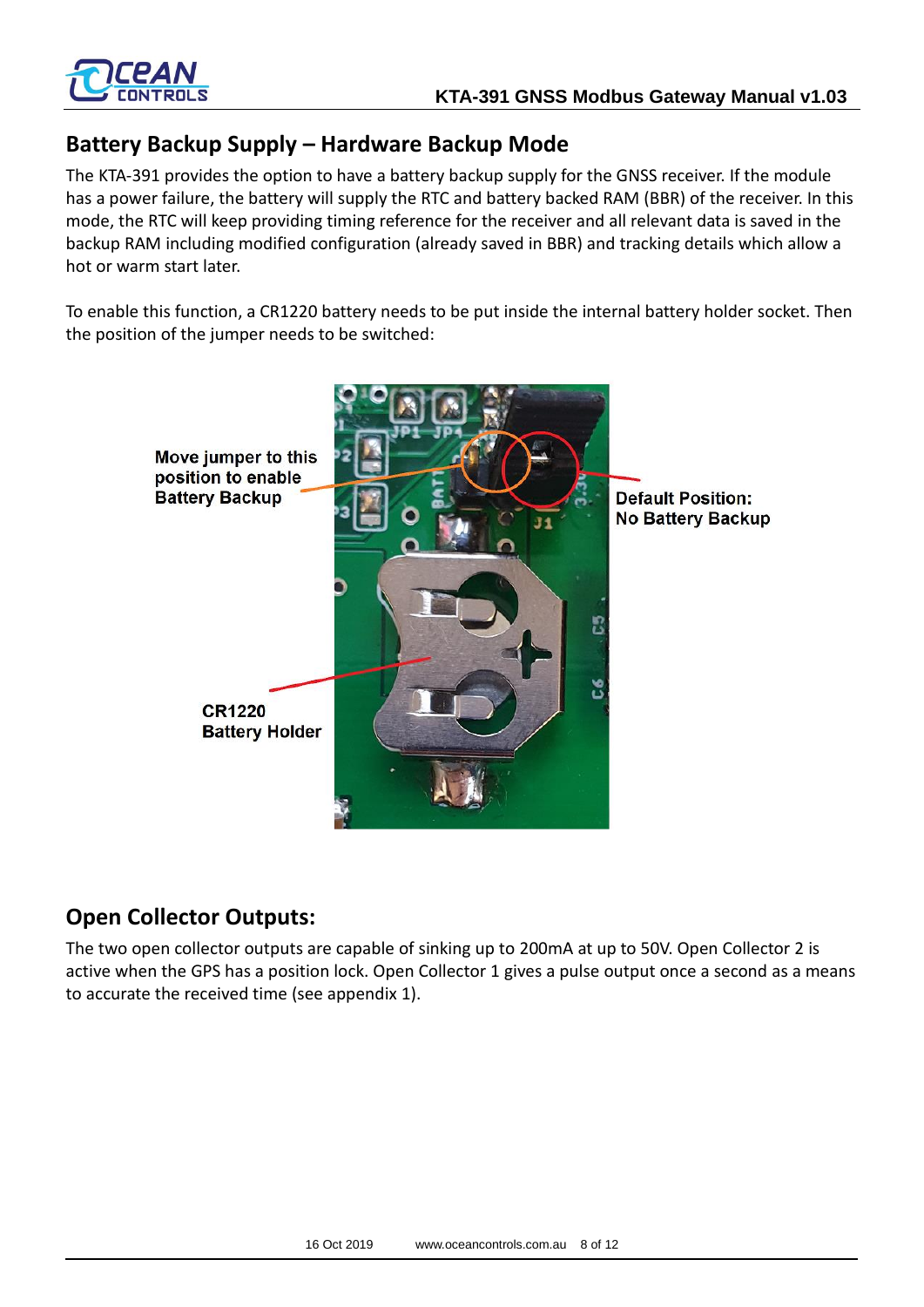## Battery Backup Supply – Hardware Backup Mode

The KTA-391 provides the option to have a battery backup supply for the GNSS receiver. If the module has a power failure, the battery will supply the RTC and battery backed RAM (BBR) of the receiver. In this mode, the RTC will keep providing timing reference for the receiver and all relevant data is saved in the backup RAM including modified configuration (already saved in BBR) and tracking details which allow a hot or warm start later.

To enable this function, a CR1220 battery needs to be put inside the internal battery holder socket. Then the position of the jumper needs to be switched:

**Move jumper to this position to enable Battery Backup**

**Default Position: No Battery Backup**

**CR1220 Battery Holder**

## Open Collector Outputs:

The two open collector outputs are capable of sinking up to 200mA at up to 50V. Open Collector 2 is active when the GPS has a position lock. Open Collector 1 gives a pulse output once a second as a means to accurate the received time (see appendix 1).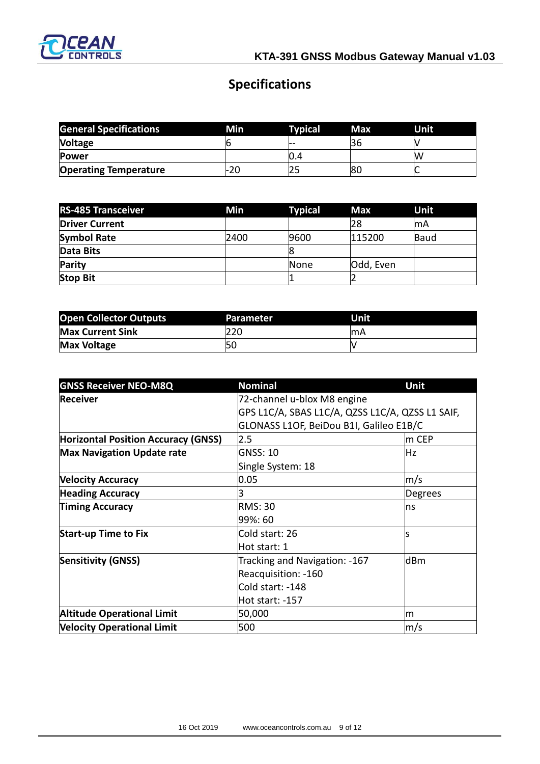# Specifications

| General Specifications | Min | Typical | Max | Unit |
|---|---|---|---|---|
| **Voltage** | 6 | -- | 36 | V |
| **Power** | | 0.4 | | W |
| **Operating Temperature** | -20 | 25 | 80 | C |

| RS-485 Transceiver | Min | Typical | Max | Unit |
|---|---|---|---|---|
| **Driver Current** | | | 28 | mA |
| **Symbol Rate** | 2400 | 9600 | 115200 | Baud |
| **Data Bits** | | 8 | | |
| **Parity** | | None | Odd, Even | |
| **Stop Bit** | | 1 | 2 | |

| Open Collector Outputs | Parameter | Unit |
|---|---|---|
| **Max Current Sink** | 220 | mA |
| **Max Voltage** | 50 | V |

| GNSS Receiver NEO-M8Q | Nominal | Unit |
|---|---|---|
| **Receiver** | 72-channel u-blox M8 engine<br>GPS L1C/A, SBAS L1C/A, QZSS L1C/A, QZSS L1 SAIF, GLONASS L1OF, BeiDou B1I, Galileo E1B/C | |
| **Horizontal Position Accuracy (GNSS)** | 2.5 | m CEP |
| **Max Navigation Update rate** | GNSS: 10<br>Single System: 18 | Hz |
| **Velocity Accuracy** | 0.05 | m/s |
| **Heading Accuracy** | 3 | Degrees |
| **Timing Accuracy** | RMS: 30<br>99%: 60 | ns |
| **Start-up Time to Fix** | Cold start: 26<br>Hot start: 1 | s |
| **Sensitivity (GNSS)** | Tracking and Navigation: -167<br>Reacquisition: -160<br>Cold start: -148<br>Hot start: -157 | dBm |
| **Altitude Operational Limit** | 50,000 | m |
| **Velocity Operational Limit** | 500 | m/s |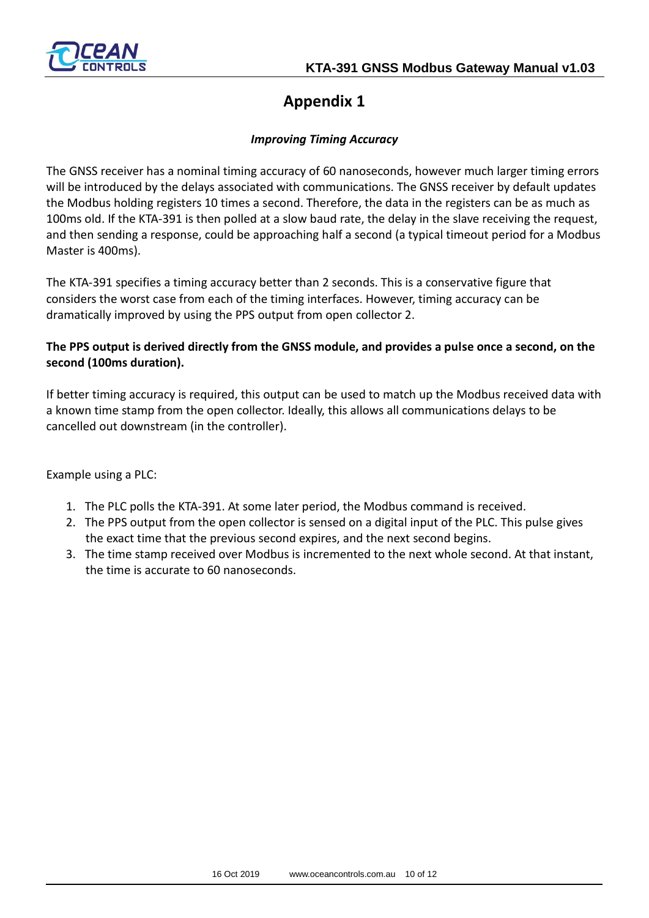# Appendix 1

***Improving Timing Accuracy***

The GNSS receiver has a nominal timing accuracy of 60 nanoseconds, however much larger timing errors will be introduced by the delays associated with communications. The GNSS receiver by default updates the Modbus holding registers 10 times a second. Therefore, the data in the registers can be as much as 100ms old. If the KTA-391 is then polled at a slow baud rate, the delay in the slave receiving the request, and then sending a response, could be approaching half a second (a typical timeout period for a Modbus Master is 400ms).

The KTA-391 specifies a timing accuracy better than 2 seconds. This is a conservative figure that considers the worst case from each of the timing interfaces. However, timing accuracy can be dramatically improved by using the PPS output from open collector 2.

**The PPS output is derived directly from the GNSS module, and provides a pulse once a second, on the second (100ms duration).**

If better timing accuracy is required, this output can be used to match up the Modbus received data with a known time stamp from the open collector. Ideally, this allows all communications delays to be cancelled out downstream (in the controller).

Example using a PLC:

1. The PLC polls the KTA-391. At some later period, the Modbus command is received.
2. The PPS output from the open collector is sensed on a digital input of the PLC. This pulse gives the exact time that the previous second expires, and the next second begins.
3. The time stamp received over Modbus is incremented to the next whole second. At that instant, the time is accurate to 60 nanoseconds.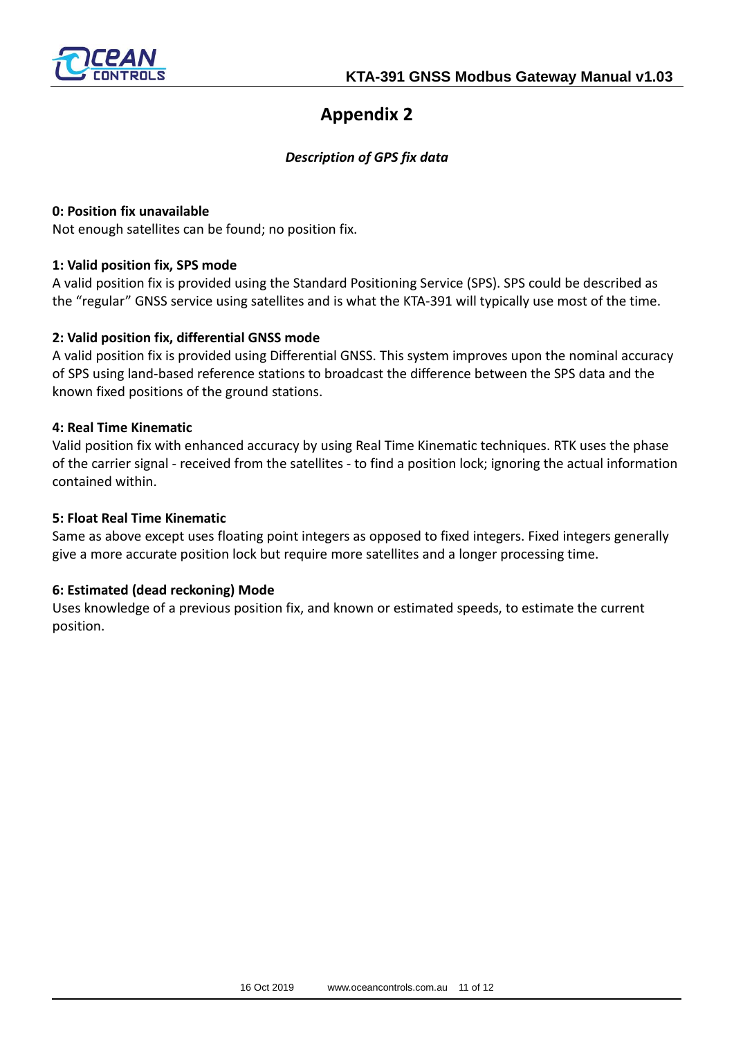# Appendix 2

*Description of GPS fix data*

**0: Position fix unavailable**
Not enough satellites can be found; no position fix.

**1: Valid position fix, SPS mode**
A valid position fix is provided using the Standard Positioning Service (SPS). SPS could be described as the "regular" GNSS service using satellites and is what the KTA-391 will typically use most of the time.

**2: Valid position fix, differential GNSS mode**
A valid position fix is provided using Differential GNSS. This system improves upon the nominal accuracy of SPS using land-based reference stations to broadcast the difference between the SPS data and the known fixed positions of the ground stations.

**4: Real Time Kinematic**
Valid position fix with enhanced accuracy by using Real Time Kinematic techniques. RTK uses the phase of the carrier signal - received from the satellites - to find a position lock; ignoring the actual information contained within.

**5: Float Real Time Kinematic**
Same as above except uses floating point integers as opposed to fixed integers. Fixed integers generally give a more accurate position lock but require more satellites and a longer processing time.

**6: Estimated (dead reckoning) Mode**
Uses knowledge of a previous position fix, and known or estimated speeds, to estimate the current position.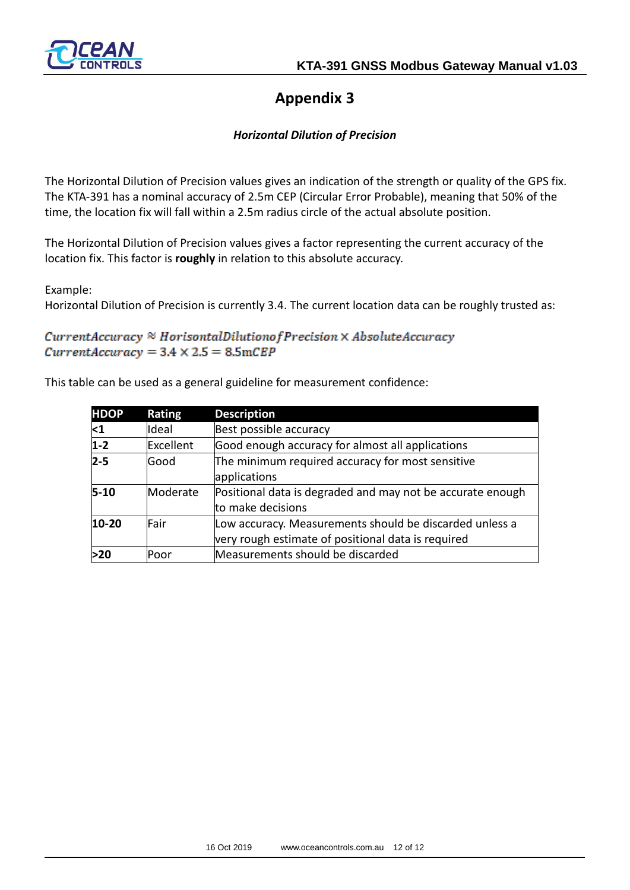# Appendix 3

***Horizontal Dilution of Precision***

The Horizontal Dilution of Precision values gives an indication of the strength or quality of the GPS fix. The KTA-391 has a nominal accuracy of 2.5m CEP (Circular Error Probable), meaning that 50% of the time, the location fix will fall within a 2.5m radius circle of the actual absolute position.

The Horizontal Dilution of Precision values gives a factor representing the current accuracy of the location fix. This factor is **roughly** in relation to this absolute accuracy.

Example:
Horizontal Dilution of Precision is currently 3.4. The current location data can be roughly trusted as:

$$CurrentAccuracy \approx HorisontalDilutionofPrecision \times AbsoluteAccuracy$$
$$CurrentAccuracy = 3.4 \times 2.5 = 8.5\mathrm{m}CEP$$

This table can be used as a general guideline for measurement confidence:

| HDOP | Rating | Description |
|---|---|---|
| **<1** | Ideal | Best possible accuracy |
| **1-2** | Excellent | Good enough accuracy for almost all applications |
| **2-5** | Good | The minimum required accuracy for most sensitive applications |
| **5-10** | Moderate | Positional data is degraded and may not be accurate enough to make decisions |
| **10-20** | Fair | Low accuracy. Measurements should be discarded unless a very rough estimate of positional data is required |
| **>20** | Poor | Measurements should be discarded |